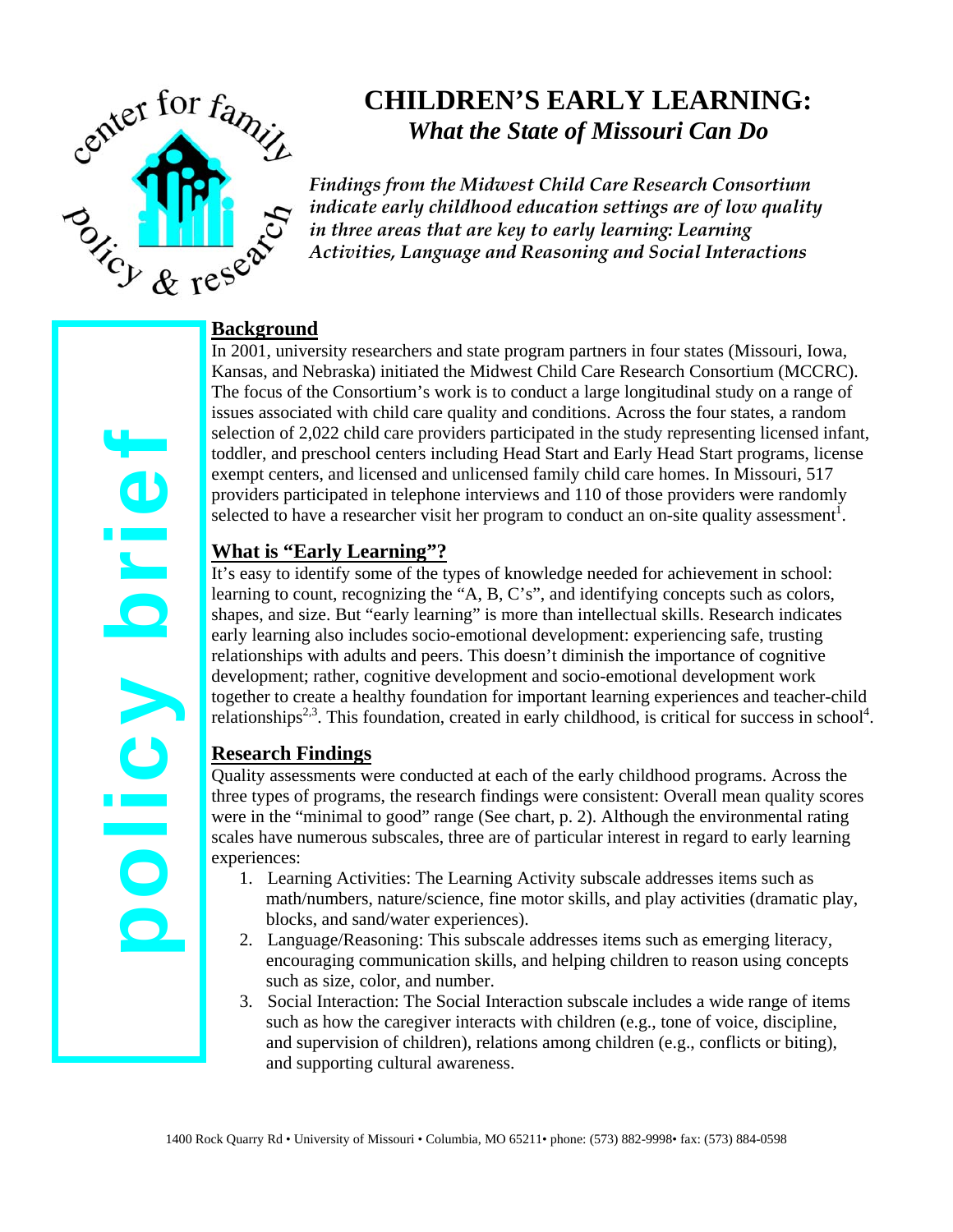# CHILDREN'S EARLY LEARNING:

## *What the State of Missouri Can Do*

*Findings from the Midwest Child Care Research Consortium indicate early childhood education settings are of low quality in three areas that are key to early learning: Learning Activities, Language and Reasoning and Social Interactions*

policy brief

## Background

In 2001, university researchers and state program partners in four states (Missouri, Iowa, Kansas, and Nebraska) initiated the Midwest Child Care Research Consortium (MCCRC). The focus of the Consortium's work is to conduct a large longitudinal study on a range of issues associated with child care quality and conditions. Across the four states, a random selection of 2,022 child care providers participated in the study representing licensed infant, toddler, and preschool centers including Head Start and Early Head Start programs, license exempt centers, and licensed and unlicensed family child care homes. In Missouri, 517 providers participated in telephone interviews and 110 of those providers were randomly selected to have a researcher visit her program to conduct an on-site quality assessment[1].

## What is "Early Learning"?

It's easy to identify some of the types of knowledge needed for achievement in school: learning to count, recognizing the "A, B, C's", and identifying concepts such as colors, shapes, and size. But "early learning" is more than intellectual skills. Research indicates early learning also includes socio-emotional development: experiencing safe, trusting relationships with adults and peers. This doesn't diminish the importance of cognitive development; rather, cognitive development and socio-emotional development work together to create a healthy foundation for important learning experiences and teacher-child relationships[2,3]. This foundation, created in early childhood, is critical for success in school[4].

## Research Findings

Quality assessments were conducted at each of the early childhood programs. Across the three types of programs, the research findings were consistent: Overall mean quality scores were in the "minimal to good" range (See chart, p. 2). Although the environmental rating scales have numerous subscales, three are of particular interest in regard to early learning experiences:

1. Learning Activities: The Learning Activity subscale addresses items such as math/numbers, nature/science, fine motor skills, and play activities (dramatic play, blocks, and sand/water experiences).
2. Language/Reasoning: This subscale addresses items such as emerging literacy, encouraging communication skills, and helping children to reason using concepts such as size, color, and number.
3. Social Interaction: The Social Interaction subscale includes a wide range of items such as how the caregiver interacts with children (e.g., tone of voice, discipline, and supervision of children), relations among children (e.g., conflicts or biting), and supporting cultural awareness.

1400 Rock Quarry Rd • University of Missouri • Columbia, MO 65211• phone: (573) 882-9998• fax: (573) 884-0598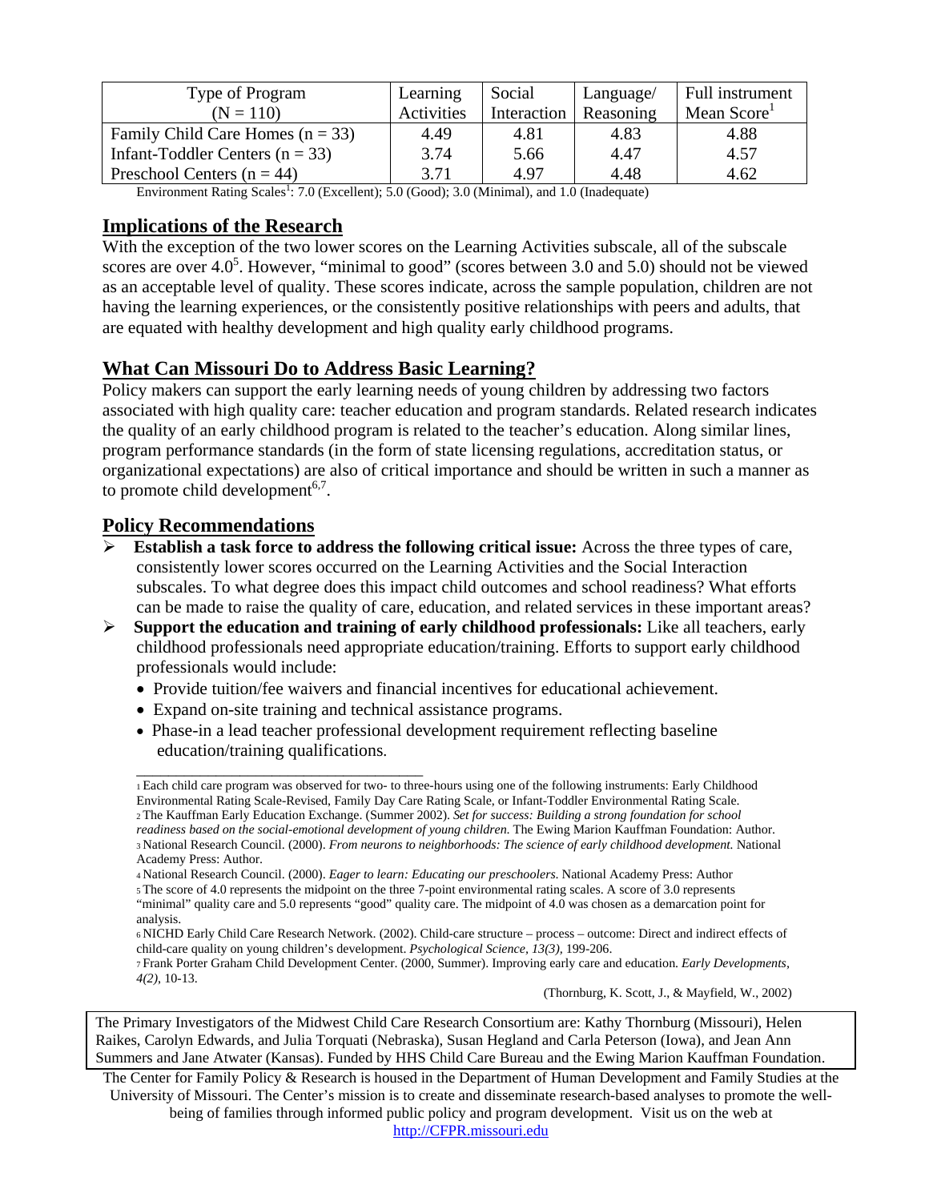| Type of Program (N = 110) | Learning Activities | Social Interaction | Language/ Reasoning | Full instrument Mean Score[1] |
|---|---|---|---|---|
| Family Child Care Homes (n = 33) | 4.49 | 4.81 | 4.83 | 4.88 |
| Infant-Toddler Centers (n = 33) | 3.74 | 5.66 | 4.47 | 4.57 |
| Preschool Centers (n = 44) | 3.71 | 4.97 | 4.48 | 4.62 |

Environment Rating Scales[1]: 7.0 (Excellent); 5.0 (Good); 3.0 (Minimal), and 1.0 (Inadequate)

## Implications of the Research

With the exception of the two lower scores on the Learning Activities subscale, all of the subscale scores are over 4.0[5]. However, "minimal to good" (scores between 3.0 and 5.0) should not be viewed as an acceptable level of quality. These scores indicate, across the sample population, children are not having the learning experiences, or the consistently positive relationships with peers and adults, that are equated with healthy development and high quality early childhood programs.

## What Can Missouri Do to Address Basic Learning?

Policy makers can support the early learning needs of young children by addressing two factors associated with high quality care: teacher education and program standards. Related research indicates the quality of an early childhood program is related to the teacher's education. Along similar lines, program performance standards (in the form of state licensing regulations, accreditation status, or organizational expectations) are also of critical importance and should be written in such a manner as to promote child development[6,7].

## Policy Recommendations

- **Establish a task force to address the following critical issue:** Across the three types of care, consistently lower scores occurred on the Learning Activities and the Social Interaction subscales. To what degree does this impact child outcomes and school readiness? What efforts can be made to raise the quality of care, education, and related services in these important areas?
- **Support the education and training of early childhood professionals:** Like all teachers, early childhood professionals need appropriate education/training. Efforts to support early childhood professionals would include:
  - Provide tuition/fee waivers and financial incentives for educational achievement.
  - Expand on-site training and technical assistance programs.
  - Phase-in a lead teacher professional development requirement reflecting baseline education/training qualifications.

---

1 Each child care program was observed for two- to three-hours using one of the following instruments: Early Childhood Environmental Rating Scale-Revised, Family Day Care Rating Scale, or Infant-Toddler Environmental Rating Scale.

2 The Kauffman Early Education Exchange. (Summer 2002). *Set for success: Building a strong foundation for school readiness based on the social-emotional development of young children.* The Ewing Marion Kauffman Foundation: Author.

3 National Research Council. (2000). *From neurons to neighborhoods: The science of early childhood development.* National Academy Press: Author.

4 National Research Council. (2000). *Eager to learn: Educating our preschoolers.* National Academy Press: Author

5 The score of 4.0 represents the midpoint on the three 7-point environmental rating scales. A score of 3.0 represents "minimal" quality care and 5.0 represents "good" quality care. The midpoint of 4.0 was chosen as a demarcation point for analysis.

6 NICHD Early Child Care Research Network. (2002). Child-care structure – process – outcome: Direct and indirect effects of child-care quality on young children's development. *Psychological Science, 13(3),* 199-206.

7 Frank Porter Graham Child Development Center. (2000, Summer). Improving early care and education. *Early Developments, 4(2),* 10-13.

(Thornburg, K. Scott, J., & Mayfield, W., 2002)

The Primary Investigators of the Midwest Child Care Research Consortium are: Kathy Thornburg (Missouri), Helen Raikes, Carolyn Edwards, and Julia Torquati (Nebraska), Susan Hegland and Carla Peterson (Iowa), and Jean Ann Summers and Jane Atwater (Kansas). Funded by HHS Child Care Bureau and the Ewing Marion Kauffman Foundation.

The Center for Family Policy & Research is housed in the Department of Human Development and Family Studies at the University of Missouri. The Center's mission is to create and disseminate research-based analyses to promote the well-being of families through informed public policy and program development. Visit us on the web at http://CFPR.missouri.edu